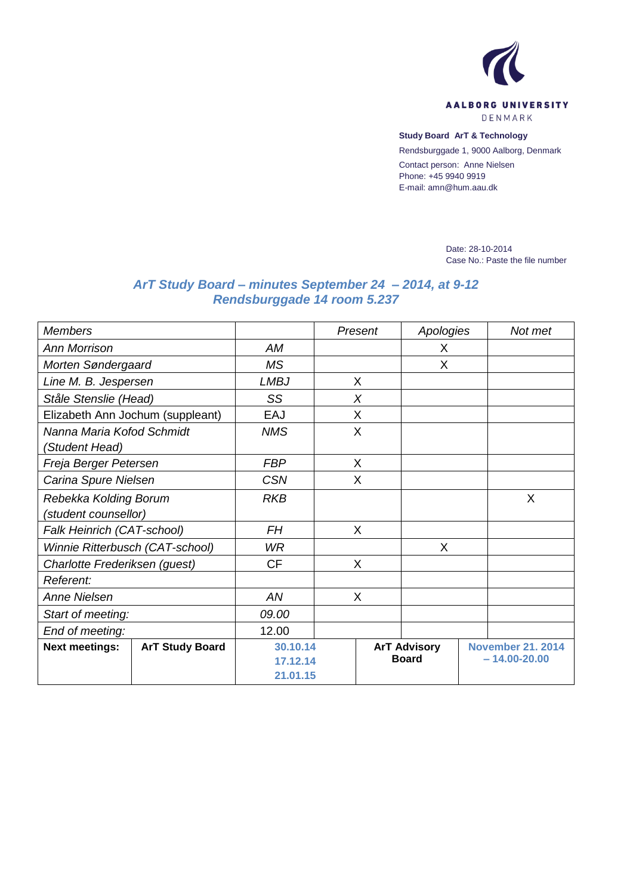AALBORG UNIVERSITY
DENMARK

**Study Board ArT & Technology**

Rendsburggade 1, 9000 Aalborg, Denmark

Contact person: Anne Nielsen
Phone: +45 9940 9919
E-mail: amn@hum.aau.dk

Date: 28-10-2014
Case No.: Paste the file number

## *ArT Study Board – minutes September 24 – 2014, at 9-12*
## *Rendsburggade 14 room 5.237*

| *Members* | | *Present* | *Apologies* | *Not met* |
|---|---|---|---|---|
| *Ann Morrison* | *AM* | | X | |
| *Morten Søndergaard* | *MS* | | X | |
| *Line M. B. Jespersen* | *LMBJ* | X | | |
| *Ståle Stenslie (Head)* | *SS* | *X* | | |
| Elizabeth Ann Jochum (suppleant) | EAJ | X | | |
| *Nanna Maria Kofod Schmidt (Student Head)* | *NMS* | X | | |
| *Freja Berger Petersen* | *FBP* | X | | |
| *Carina Spure Nielsen* | *CSN* | X | | |
| *Rebekka Kolding Borum (student counsellor)* | *RKB* | | | X |
| *Falk Heinrich (CAT-school)* | *FH* | X | | |
| *Winnie Ritterbusch (CAT-school)* | *WR* | | X | |
| *Charlotte Frederiksen (guest)* | CF | X | | |
| *Referent:* | | | | |
| *Anne Nielsen* | *AN* | X | | |
| *Start of meeting:* | *09.00* | | | |
| *End of meeting:* | 12.00 | | | |

| **Next meetings:** | **ArT Study Board** | **30.10.14** **17.12.14** **21.01.15** | **ArT Advisory Board** | **November 21. 2014 – 14.00-20.00** |
|---|---|---|---|---|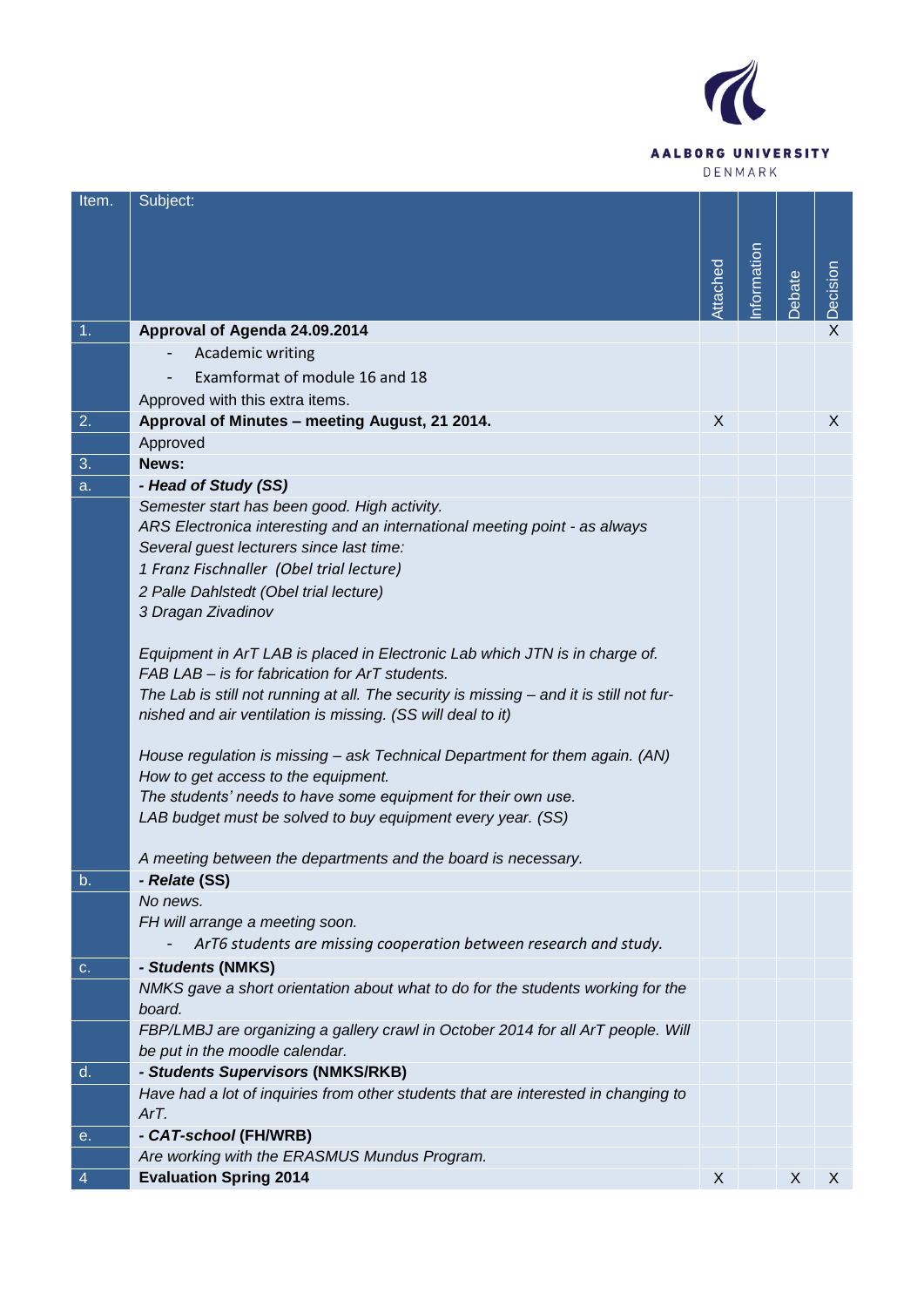| Item. | Subject: | Attached | Information | Debate | Decision |
|---|---|---|---|---|---|
| 1. | **Approval of Agenda 24.09.2014** | | | | X |
| | - Academic writing<br>- Examformat of module 16 and 18<br>Approved with this extra items. | | | | |
| 2. | **Approval of Minutes – meeting August, 21 2014.** | X | | | X |
| | Approved | | | | |
| 3. | **News:** | | | | |
| a. | ***- Head of Study (SS)*** | | | | |
| | *Semester start has been good. High activity.*<br>*ARS Electronica interesting and an international meeting point - as always*<br>*Several guest lecturers since last time:*<br>*1 Franz Fischnaller (Obel trial lecture)*<br>*2 Palle Dahlstedt (Obel trial lecture)*<br>*3 Dragan Zivadinov*<br><br>*Equipment in ArT LAB is placed in Electronic Lab which JTN is in charge of.*<br>*FAB LAB – is for fabrication for ArT students.*<br>*The Lab is still not running at all. The security is missing – and it is still not furnished and air ventilation is missing. (SS will deal to it)*<br><br>*House regulation is missing – ask Technical Department for them again. (AN)*<br>*How to get access to the equipment.*<br>*The students' needs to have some equipment for their own use.*<br>*LAB budget must be solved to buy equipment every year. (SS)*<br><br>*A meeting between the departments and the board is necessary.* | | | | |
| b. | ***- Relate*** **(SS)** | | | | |
| | *No news.*<br>*FH will arrange a meeting soon.*<br>- *ArT6 students are missing cooperation between research and study.* | | | | |
| c. | ***- Students*** **(NMKS)** | | | | |
| | *NMKS gave a short orientation about what to do for the students working for the board.* | | | | |
| | *FBP/LMBJ are organizing a gallery crawl in October 2014 for all ArT people. Will be put in the moodle calendar.* | | | | |
| d. | ***- Students Supervisors*** **(NMKS/RKB)** | | | | |
| | *Have had a lot of inquiries from other students that are interested in changing to ArT.* | | | | |
| e. | ***- CAT-school*** **(FH/WRB)** | | | | |
| | *Are working with the ERASMUS Mundus Program.* | | | | |
| 4 | **Evaluation Spring 2014** | X | | X | X |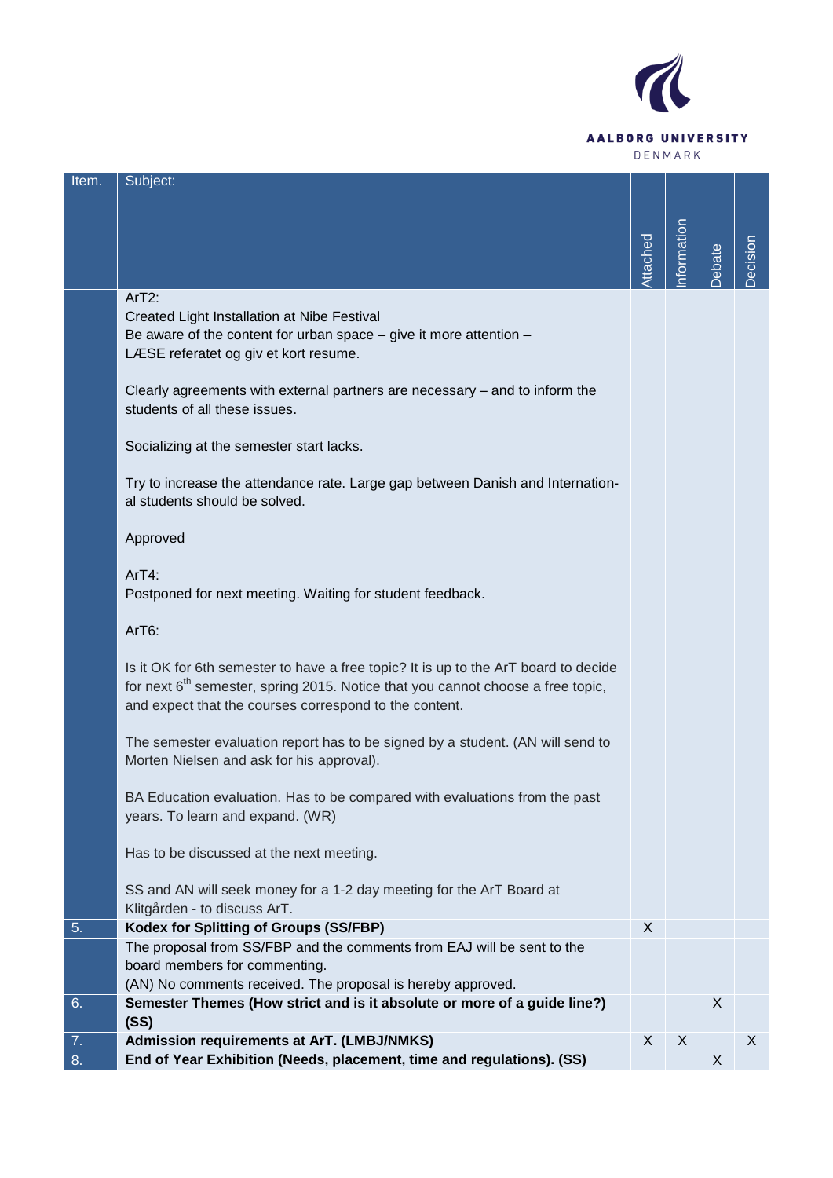| Item. | Subject: | Attached | Information | Debate | Decision |
|---|---|---|---|---|---|
| | ArT2:<br>Created Light Installation at Nibe Festival<br>Be aware of the content for urban space – give it more attention –<br>LÆSE referatet og giv et kort resume.<br><br>Clearly agreements with external partners are necessary – and to inform the students of all these issues.<br><br>Socializing at the semester start lacks.<br><br>Try to increase the attendance rate. Large gap between Danish and International students should be solved.<br><br>Approved<br><br>ArT4:<br>Postponed for next meeting. Waiting for student feedback.<br><br>ArT6:<br><br>Is it OK for 6th semester to have a free topic? It is up to the ArT board to decide for next 6th semester, spring 2015. Notice that you cannot choose a free topic, and expect that the courses correspond to the content.<br><br>The semester evaluation report has to be signed by a student. (AN will send to Morten Nielsen and ask for his approval).<br><br>BA Education evaluation. Has to be compared with evaluations from the past years. To learn and expand. (WR)<br><br>Has to be discussed at the next meeting.<br><br>SS and AN will seek money for a 1-2 day meeting for the ArT Board at Klitgården - to discuss ArT. | | | | |
| 5. | **Kodex for Splitting of Groups (SS/FBP)** | X | | | |
| | The proposal from SS/FBP and the comments from EAJ will be sent to the board members for commenting.<br>(AN) No comments received. The proposal is hereby approved. | | | | |
| 6. | **Semester Themes (How strict and is it absolute or more of a guide line?) (SS)** | | | X | |
| 7. | **Admission requirements at ArT. (LMBJ/NMKS)** | X | X | | X |
| 8. | **End of Year Exhibition (Needs, placement, time and regulations). (SS)** | | | X | |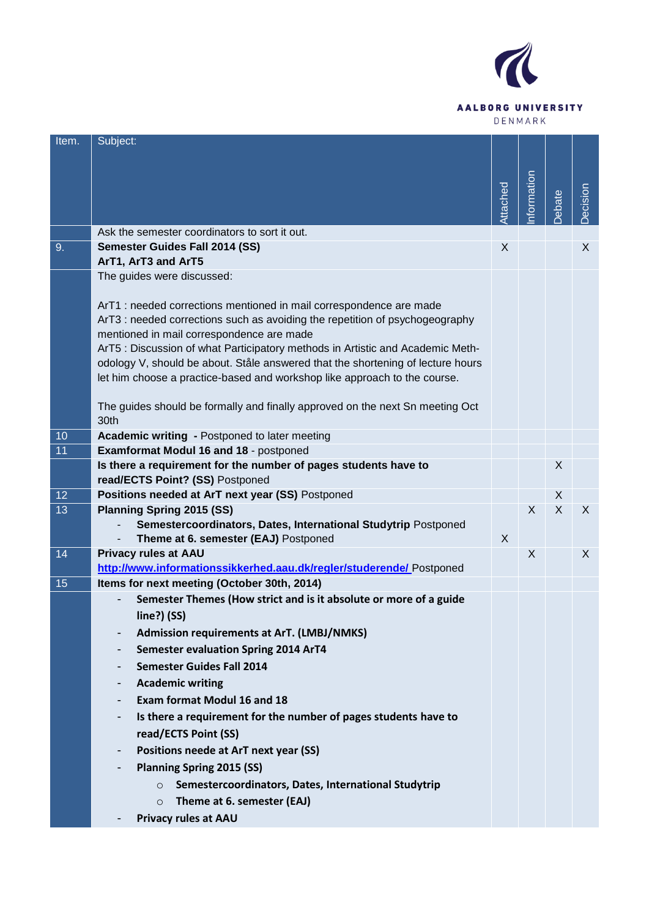| Item. | Subject: | Attached | Information | Debate | Decision |
|---|---|---|---|---|---|
| | Ask the semester coordinators to sort it out. | | | | |
| 9. | **Semester Guides Fall 2014 (SS)**<br>**ArT1, ArT3 and ArT5** | X | | | X |
| | The guides were discussed:<br><br>ArT1 : needed corrections mentioned in mail correspondence are made<br>ArT3 : needed corrections such as avoiding the repetition of psychogeography mentioned in mail correspondence are made<br>ArT5 : Discussion of what Participatory methods in Artistic and Academic Methodology V, should be about. Ståle answered that the shortening of lecture hours let him choose a practice-based and workshop like approach to the course.<br><br>The guides should be formally and finally approved on the next Sn meeting Oct 30th | | | | |
| 10 | **Academic writing -** Postponed to later meeting | | | | |
| 11 | **Examformat Modul 16 and 18** - postponed | | | | |
| | **Is there a requirement for the number of pages students have to read/ECTS Point? (SS)** Postponed | | | X | |
| 12 | **Positions needed at ArT next year (SS)** Postponed | | | X | |
| 13 | **Planning Spring 2015 (SS)**<br>- **Semestercoordinators, Dates, International Studytrip** Postponed<br>- **Theme at 6. semester (EAJ)** Postponed | X | X | X | X |
| 14 | **Privacy rules at AAU**<br>**http://www.informationssikkerhed.aau.dk/regler/studerende/** Postponed | | X | | X |
| 15 | **Items for next meeting (October 30th, 2014)** | | | | |
| | - **Semester Themes (How strict and is it absolute or more of a guide line?) (SS)**<br>- **Admission requirements at ArT. (LMBJ/NMKS)**<br>- **Semester evaluation Spring 2014 ArT4**<br>- **Semester Guides Fall 2014**<br>- **Academic writing**<br>- **Exam format Modul 16 and 18**<br>- **Is there a requirement for the number of pages students have to read/ECTS Point (SS)**<br>- **Positions neede at ArT next year (SS)**<br>- **Planning Spring 2015 (SS)**<br>  ○ **Semestercoordinators, Dates, International Studytrip**<br>  ○ **Theme at 6. semester (EAJ)**<br>- **Privacy rules at AAU** | | | | |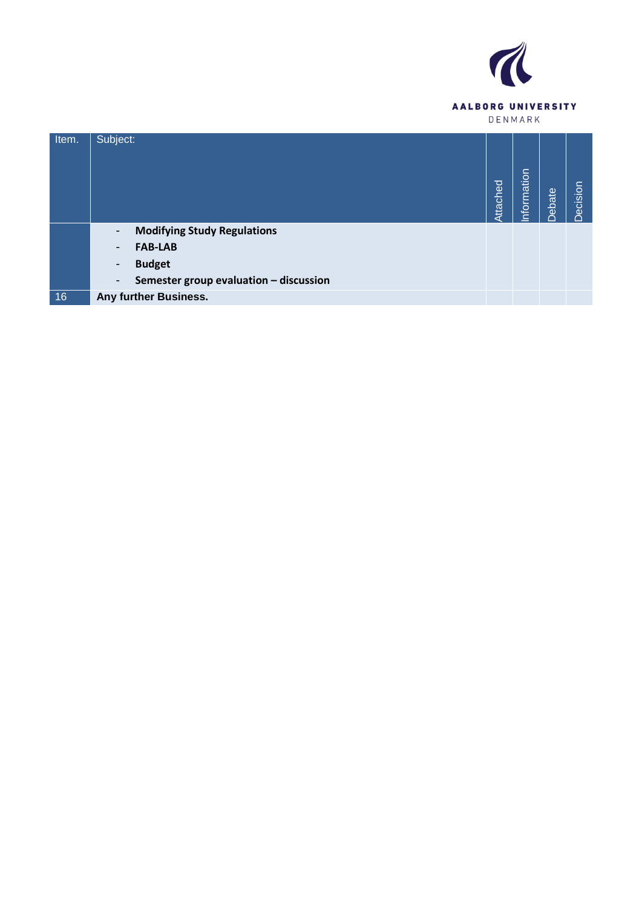AALBORG UNIVERSITY
DENMARK

| Item. | Subject: | Attached | Information | Debate | Decision |
|---|---|---|---|---|---|
| | - **Modifying Study Regulations**<br>- **FAB-LAB**<br>- **Budget**<br>- **Semester group evaluation – discussion** | | | | |
| 16 | **Any further Business.** | | | | |